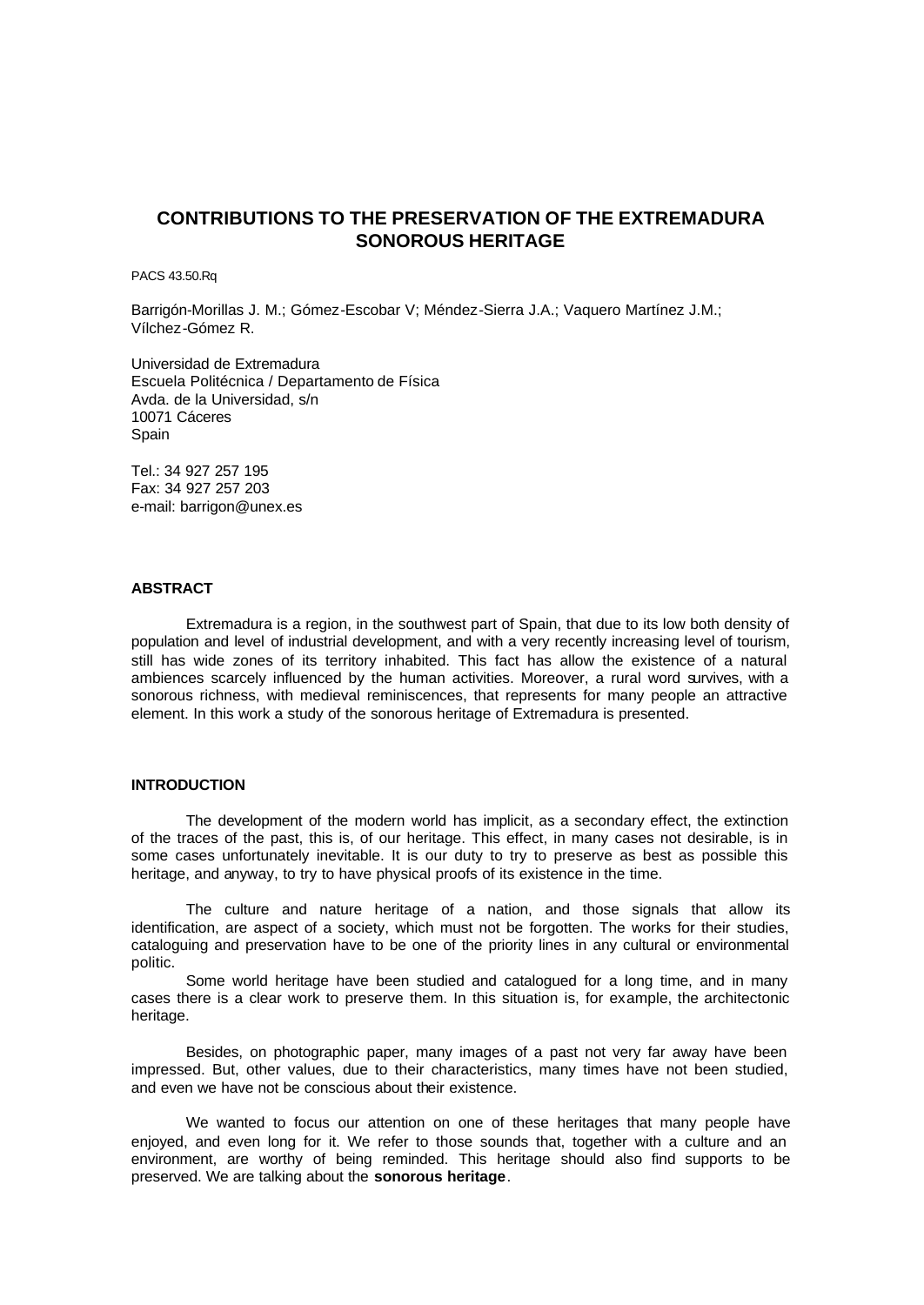# CONTRIBUTIONS TO THE PRESERVATION OF THE EXTREMADURA SONOROUS HERITAGE

PACS 43.50.Rq

Barrigón-Morillas J. M.; Gómez-Escobar V; Méndez-Sierra J.A.; Vaquero Martínez J.M.; Vílchez-Gómez R.

Universidad de Extremadura
Escuela Politécnica / Departamento de Física
Avda. de la Universidad, s/n
10071 Cáceres
Spain

Tel.: 34 927 257 195
Fax: 34 927 257 203
e-mail: barrigon@unex.es

## ABSTRACT

Extremadura is a region, in the southwest part of Spain, that due to its low both density of population and level of industrial development, and with a very recently increasing level of tourism, still has wide zones of its territory inhabited. This fact has allow the existence of a natural ambiences scarcely influenced by the human activities. Moreover, a rural word survives, with a sonorous richness, with medieval reminiscences, that represents for many people an attractive element. In this work a study of the sonorous heritage of Extremadura is presented.

## INTRODUCTION

The development of the modern world has implicit, as a secondary effect, the extinction of the traces of the past, this is, of our heritage. This effect, in many cases not desirable, is in some cases unfortunately inevitable. It is our duty to try to preserve as best as possible this heritage, and anyway, to try to have physical proofs of its existence in the time.

The culture and nature heritage of a nation, and those signals that allow its identification, are aspect of a society, which must not be forgotten. The works for their studies, cataloguing and preservation have to be one of the priority lines in any cultural or environmental politic.

Some world heritage have been studied and catalogued for a long time, and in many cases there is a clear work to preserve them. In this situation is, for example, the architectonic heritage.

Besides, on photographic paper, many images of a past not very far away have been impressed. But, other values, due to their characteristics, many times have not been studied, and even we have not be conscious about their existence.

We wanted to focus our attention on one of these heritages that many people have enjoyed, and even long for it. We refer to those sounds that, together with a culture and an environment, are worthy of being reminded. This heritage should also find supports to be preserved. We are talking about the **sonorous heritage**.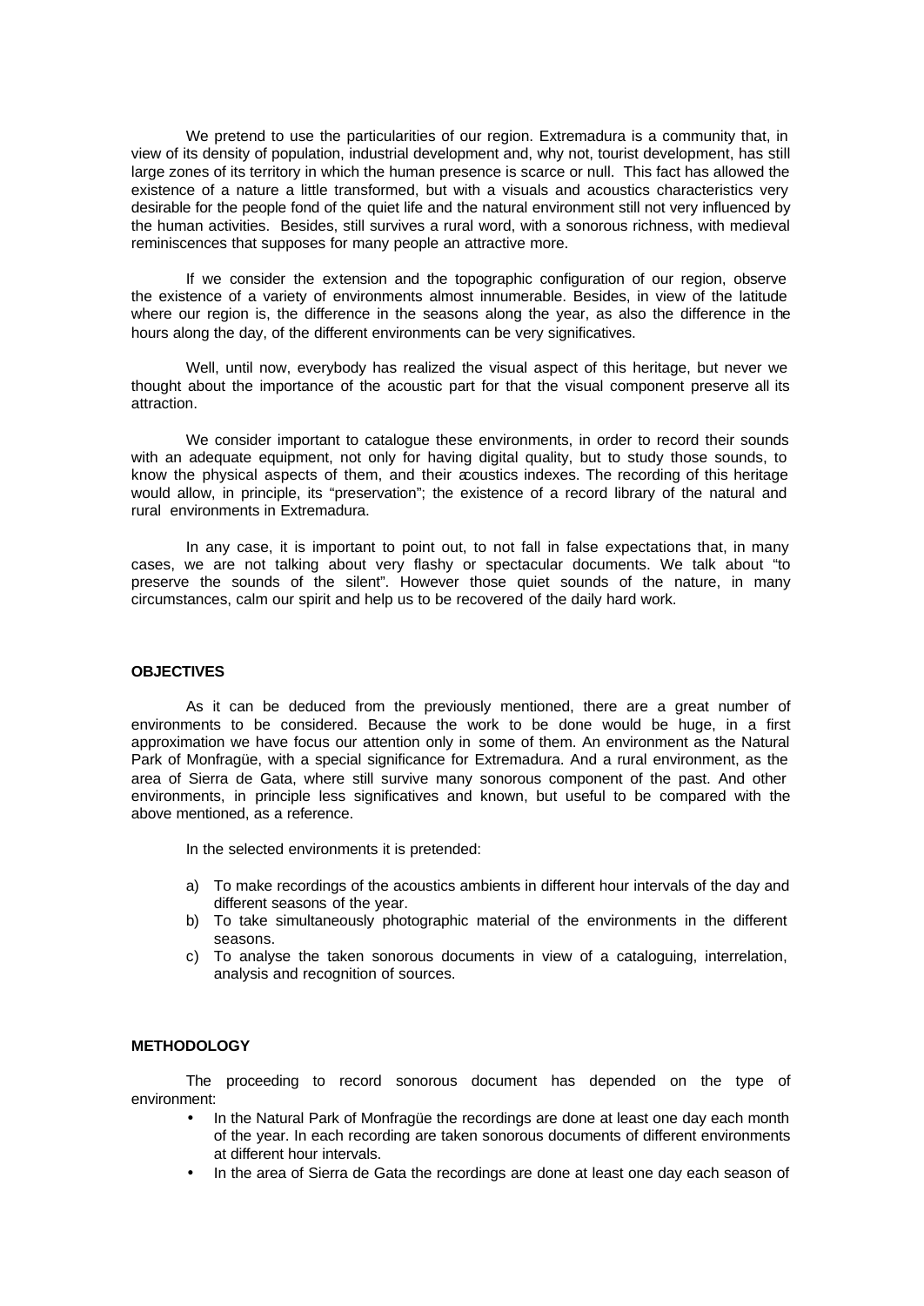We pretend to use the particularities of our region. Extremadura is a community that, in view of its density of population, industrial development and, why not, tourist development, has still large zones of its territory in which the human presence is scarce or null. This fact has allowed the existence of a nature a little transformed, but with a visuals and acoustics characteristics very desirable for the people fond of the quiet life and the natural environment still not very influenced by the human activities. Besides, still survives a rural word, with a sonorous richness, with medieval reminiscences that supposes for many people an attractive more.

If we consider the extension and the topographic configuration of our region, observe the existence of a variety of environments almost innumerable. Besides, in view of the latitude where our region is, the difference in the seasons along the year, as also the difference in the hours along the day, of the different environments can be very significatives.

Well, until now, everybody has realized the visual aspect of this heritage, but never we thought about the importance of the acoustic part for that the visual component preserve all its attraction.

We consider important to catalogue these environments, in order to record their sounds with an adequate equipment, not only for having digital quality, but to study those sounds, to know the physical aspects of them, and their acoustics indexes. The recording of this heritage would allow, in principle, its "preservation"; the existence of a record library of the natural and rural environments in Extremadura.

In any case, it is important to point out, to not fall in false expectations that, in many cases, we are not talking about very flashy or spectacular documents. We talk about "to preserve the sounds of the silent". However those quiet sounds of the nature, in many circumstances, calm our spirit and help us to be recovered of the daily hard work.

**OBJECTIVES**

As it can be deduced from the previously mentioned, there are a great number of environments to be considered. Because the work to be done would be huge, in a first approximation we have focus our attention only in some of them. An environment as the Natural Park of Monfragüe, with a special significance for Extremadura. And a rural environment, as the area of Sierra de Gata, where still survive many sonorous component of the past. And other environments, in principle less significatives and known, but useful to be compared with the above mentioned, as a reference.

In the selected environments it is pretended:

a) To make recordings of the acoustics ambients in different hour intervals of the day and different seasons of the year.
b) To take simultaneously photographic material of the environments in the different seasons.
c) To analyse the taken sonorous documents in view of a cataloguing, interrelation, analysis and recognition of sources.

**METHODOLOGY**

The proceeding to record sonorous document has depended on the type of environment:

- In the Natural Park of Monfragüe the recordings are done at least one day each month of the year. In each recording are taken sonorous documents of different environments at different hour intervals.
- In the area of Sierra de Gata the recordings are done at least one day each season of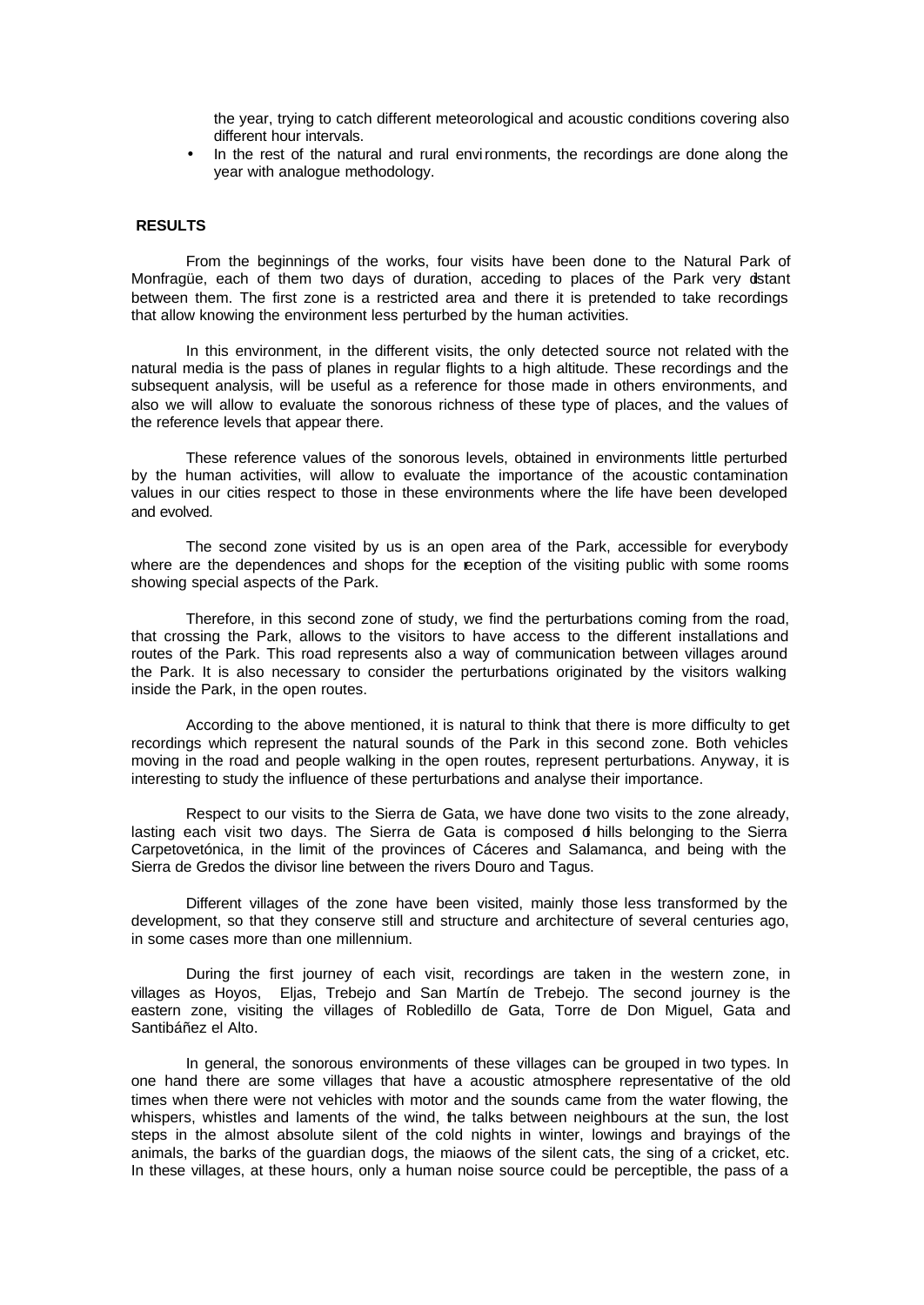the year, trying to catch different meteorological and acoustic conditions covering also different hour intervals.

- In the rest of the natural and rural environments, the recordings are done along the year with analogue methodology.

## RESULTS

From the beginnings of the works, four visits have been done to the Natural Park of Monfragüe, each of them two days of duration, acceding to places of the Park very distant between them. The first zone is a restricted area and there it is pretended to take recordings that allow knowing the environment less perturbed by the human activities.

In this environment, in the different visits, the only detected source not related with the natural media is the pass of planes in regular flights to a high altitude. These recordings and the subsequent analysis, will be useful as a reference for those made in others environments, and also we will allow to evaluate the sonorous richness of these type of places, and the values of the reference levels that appear there.

These reference values of the sonorous levels, obtained in environments little perturbed by the human activities, will allow to evaluate the importance of the acoustic contamination values in our cities respect to those in these environments where the life have been developed and evolved.

The second zone visited by us is an open area of the Park, accessible for everybody where are the dependences and shops for the reception of the visiting public with some rooms showing special aspects of the Park.

Therefore, in this second zone of study, we find the perturbations coming from the road, that crossing the Park, allows to the visitors to have access to the different installations and routes of the Park. This road represents also a way of communication between villages around the Park. It is also necessary to consider the perturbations originated by the visitors walking inside the Park, in the open routes.

According to the above mentioned, it is natural to think that there is more difficulty to get recordings which represent the natural sounds of the Park in this second zone. Both vehicles moving in the road and people walking in the open routes, represent perturbations. Anyway, it is interesting to study the influence of these perturbations and analyse their importance.

Respect to our visits to the Sierra de Gata, we have done two visits to the zone already, lasting each visit two days. The Sierra de Gata is composed of hills belonging to the Sierra Carpetovetónica, in the limit of the provinces of Cáceres and Salamanca, and being with the Sierra de Gredos the divisor line between the rivers Douro and Tagus.

Different villages of the zone have been visited, mainly those less transformed by the development, so that they conserve still and structure and architecture of several centuries ago, in some cases more than one millennium.

During the first journey of each visit, recordings are taken in the western zone, in villages as Hoyos, Eljas, Trebejo and San Martín de Trebejo. The second journey is the eastern zone, visiting the villages of Robledillo de Gata, Torre de Don Miguel, Gata and Santibáñez el Alto.

In general, the sonorous environments of these villages can be grouped in two types. In one hand there are some villages that have a acoustic atmosphere representative of the old times when there were not vehicles with motor and the sounds came from the water flowing, the whispers, whistles and laments of the wind, the talks between neighbours at the sun, the lost steps in the almost absolute silent of the cold nights in winter, lowings and brayings of the animals, the barks of the guardian dogs, the miaows of the silent cats, the sing of a cricket, etc. In these villages, at these hours, only a human noise source could be perceptible, the pass of a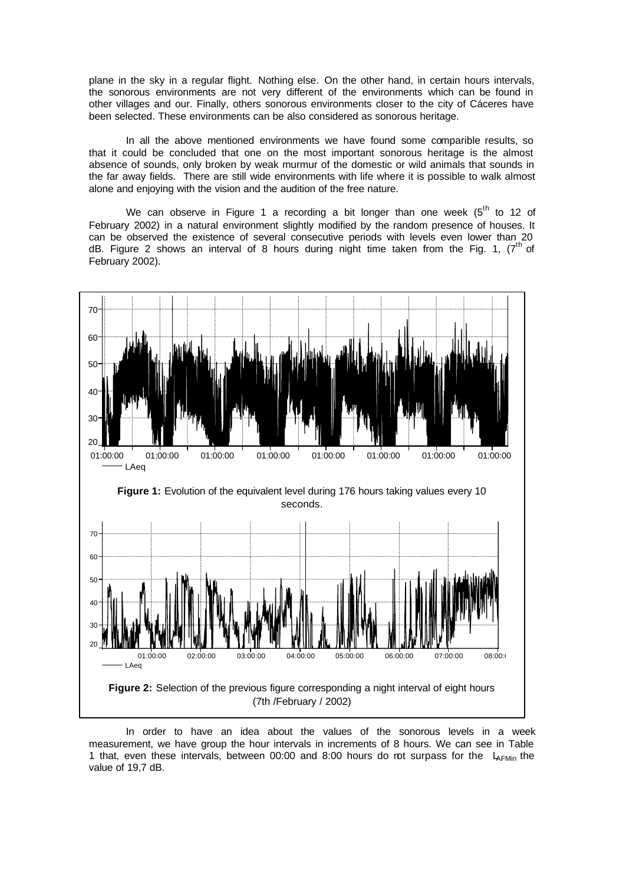plane in the sky in a regular flight. Nothing else. On the other hand, in certain hours intervals, the sonorous environments are not very different of the environments which can be found in other villages and our. Finally, others sonorous environments closer to the city of Cáceres have been selected. These environments can be also considered as sonorous heritage.

In all the above mentioned environments we have found some comparible results, so that it could be concluded that one on the most important sonorous heritage is the almost absence of sounds, only broken by weak murmur of the domestic or wild animals that sounds in the far away fields. There are still wide environments with life where it is possible to walk almost alone and enjoying with the vision and the audition of the free nature.

We can observe in Figure 1 a recording a bit longer than one week (5[th] to 12 of February 2002) in a natural environment slightly modified by the random presence of houses. It can be observed the existence of several consecutive periods with levels even lower than 20 dB. Figure 2 shows an interval of 8 hours during night time taken from the Fig. 1, (7[th] of February 2002).

**Figure 1:** Evolution of the equivalent level during 176 hours taking values every 10 seconds.

**Figure 2:** Selection of the previous figure corresponding a night interval of eight hours (7th /February / 2002)

In order to have an idea about the values of the sonorous levels in a week measurement, we have group the hour intervals in increments of 8 hours. We can see in Table 1 that, even these intervals, between 00:00 and 8:00 hours do not surpass for the $L_{AFMin}$ the value of 19,7 dB.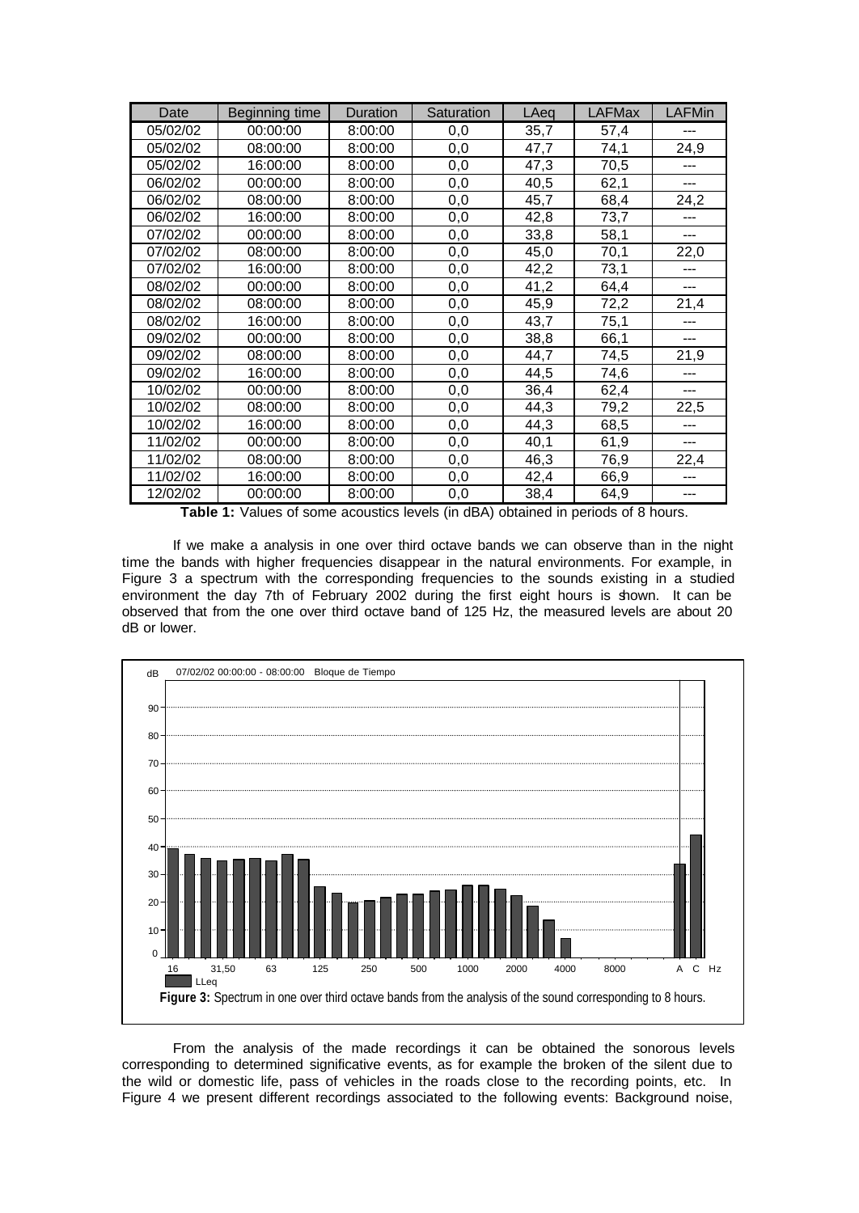| Date | Beginning time | Duration | Saturation | LAeq | LAFMax | LAFMin |
|---|---|---|---|---|---|---|
| 05/02/02 | 00:00:00 | 8:00:00 | 0,0 | 35,7 | 57,4 | --- |
| 05/02/02 | 08:00:00 | 8:00:00 | 0,0 | 47,7 | 74,1 | 24,9 |
| 05/02/02 | 16:00:00 | 8:00:00 | 0,0 | 47,3 | 70,5 | --- |
| 06/02/02 | 00:00:00 | 8:00:00 | 0,0 | 40,5 | 62,1 | --- |
| 06/02/02 | 08:00:00 | 8:00:00 | 0,0 | 45,7 | 68,4 | 24,2 |
| 06/02/02 | 16:00:00 | 8:00:00 | 0,0 | 42,8 | 73,7 | --- |
| 07/02/02 | 00:00:00 | 8:00:00 | 0,0 | 33,8 | 58,1 | --- |
| 07/02/02 | 08:00:00 | 8:00:00 | 0,0 | 45,0 | 70,1 | 22,0 |
| 07/02/02 | 16:00:00 | 8:00:00 | 0,0 | 42,2 | 73,1 | --- |
| 08/02/02 | 00:00:00 | 8:00:00 | 0,0 | 41,2 | 64,4 | --- |
| 08/02/02 | 08:00:00 | 8:00:00 | 0,0 | 45,9 | 72,2 | 21,4 |
| 08/02/02 | 16:00:00 | 8:00:00 | 0,0 | 43,7 | 75,1 | --- |
| 09/02/02 | 00:00:00 | 8:00:00 | 0,0 | 38,8 | 66,1 | --- |
| 09/02/02 | 08:00:00 | 8:00:00 | 0,0 | 44,7 | 74,5 | 21,9 |
| 09/02/02 | 16:00:00 | 8:00:00 | 0,0 | 44,5 | 74,6 | --- |
| 10/02/02 | 00:00:00 | 8:00:00 | 0,0 | 36,4 | 62,4 | --- |
| 10/02/02 | 08:00:00 | 8:00:00 | 0,0 | 44,3 | 79,2 | 22,5 |
| 10/02/02 | 16:00:00 | 8:00:00 | 0,0 | 44,3 | 68,5 | --- |
| 11/02/02 | 00:00:00 | 8:00:00 | 0,0 | 40,1 | 61,9 | --- |
| 11/02/02 | 08:00:00 | 8:00:00 | 0,0 | 46,3 | 76,9 | 22,4 |
| 11/02/02 | 16:00:00 | 8:00:00 | 0,0 | 42,4 | 66,9 | --- |
| 12/02/02 | 00:00:00 | 8:00:00 | 0,0 | 38,4 | 64,9 | --- |

**Table 1:** Values of some acoustics levels (in dBA) obtained in periods of 8 hours.

If we make a analysis in one over third octave bands we can observe than in the night time the bands with higher frequencies disappear in the natural environments. For example, in Figure 3 a spectrum with the corresponding frequencies to the sounds existing in a studied environment the day 7th of February 2002 during the first eight hours is shown. It can be observed that from the one over third octave band of 125 Hz, the measured levels are about 20 dB or lower.

**Figure 3:** Spectrum in one over third octave bands from the analysis of the sound corresponding to 8 hours.

From the analysis of the made recordings it can be obtained the sonorous levels corresponding to determined significative events, as for example the broken of the silent due to the wild or domestic life, pass of vehicles in the roads close to the recording points, etc. In Figure 4 we present different recordings associated to the following events: Background noise,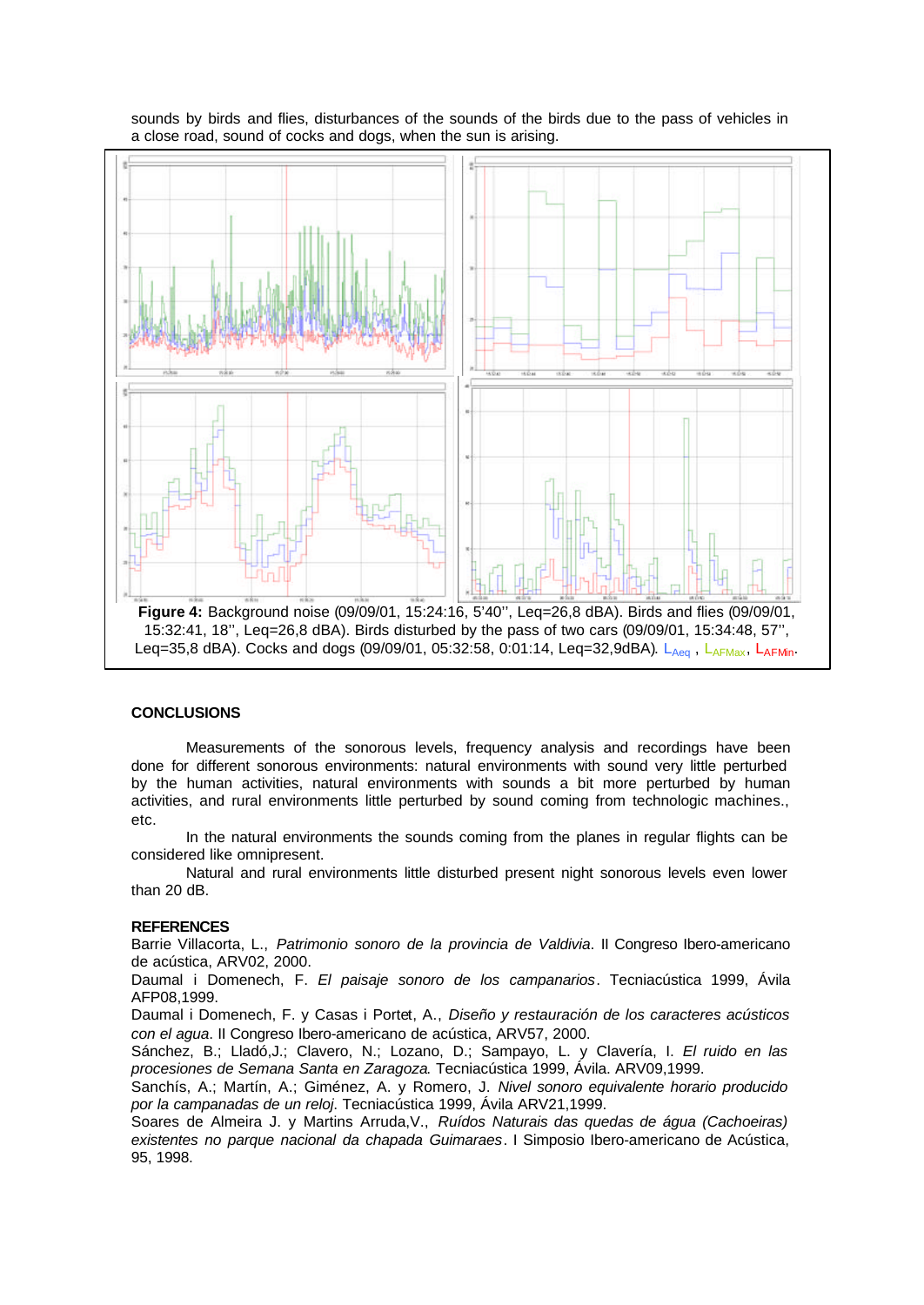sounds by birds and flies, disturbances of the sounds of the birds due to the pass of vehicles in a close road, sound of cocks and dogs, when the sun is arising.

**Figure 4:** Background noise (09/09/01, 15:24:16, 5'40'', Leq=26,8 dBA). Birds and flies (09/09/01, 15:32:41, 18'', Leq=26,8 dBA). Birds disturbed by the pass of two cars (09/09/01, 15:34:48, 57'', Leq=35,8 dBA). Cocks and dogs (09/09/01, 05:32:58, 0:01:14, Leq=32,9dBA). $L_{Aeq}$ , $L_{AFMax}$, $L_{AFMin}$.

### CONCLUSIONS

Measurements of the sonorous levels, frequency analysis and recordings have been done for different sonorous environments: natural environments with sound very little perturbed by the human activities, natural environments with sounds a bit more perturbed by human activities, and rural environments little perturbed by sound coming from technologic machines., etc.

In the natural environments the sounds coming from the planes in regular flights can be considered like omnipresent.

Natural and rural environments little disturbed present night sonorous levels even lower than 20 dB.

### REFERENCES

Barrie Villacorta, L., *Patrimonio sonoro de la provincia de Valdivia*. II Congreso Ibero-americano de acústica, ARV02, 2000.

Daumal i Domenech, F. *El paisaje sonoro de los campanarios*. Tecniacústica 1999, Ávila AFP08,1999.

Daumal i Domenech, F. y Casas i Portet, A., *Diseño y restauración de los caracteres acústicos con el agua*. II Congreso Ibero-americano de acústica, ARV57, 2000.

Sánchez, B.; Lladó,J.; Clavero, N.; Lozano, D.; Sampayo, L. y Clavería, I. *El ruido en las procesiones de Semana Santa en Zaragoza*. Tecniacústica 1999, Ávila. ARV09,1999.

Sanchís, A.; Martín, A.; Giménez, A. y Romero, J. *Nivel sonoro equivalente horario producido por la campanadas de un reloj*. Tecniacústica 1999, Ávila ARV21,1999.

Soares de Almeira J. y Martins Arruda,V., *Ruídos Naturais das quedas de água (Cachoeiras) existentes no parque nacional da chapada Guimaraes*. I Simposio Ibero-americano de Acústica, 95, 1998.